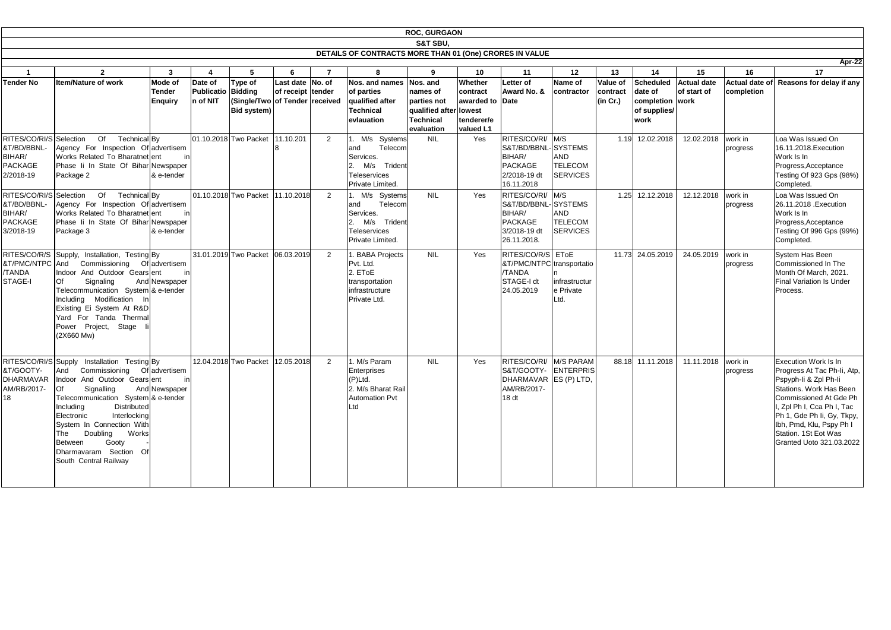# ROC, GURGAON

## S&T SBU,

### DETAILS OF CONTRACTS MORE THAN 01 (One) CRORES IN VALUE

Apr-22

| 1 | 2 | 3 | 4 | 5 | 6 | 7 | 8 | 9 | 10 | 11 | 12 | 13 | 14 | 15 | 16 | 17 |
|---|---|---|---|---|---|---|---|---|---|---|---|---|---|---|---|---|
| **Tender No** | **Item/Nature of work** | **Mode of Tender Enquiry** | **Date of Publication of NIT** | **Type of Bidding (Single/Two Bid system)** | **Last date of receipt of Tender** | **No. of tender received** | **Nos. and names of parties qualified after Technical evlauation** | **Nos. and names of parties not qualified after Technical evaluation** | **Whether contract awarded to lowest tenderer/e valued L1** | **Letter of Award No. & Date** | **Name of contractor** | **Value of contract (in Cr.)** | **Scheduled date of completion of supplies/ work** | **Actual date of start of work** | **Actual date of completion** | **Reasons for delay if any** |
| RITES/CO/RI/S&T/BD/BBNL-BIHAR/ PACKAGE 2/2018-19 | Selection Of Technical Agency For Inspection Of Works Related To Bharatnet Phase Ii In State Of Bihar Package 2 | By advertisement in Newspaper & e-tender | 01.10.2018 | Two Packet | 11.10.2018 | 2 | 1. M/s Systems and Telecom Services. 2. M/s Trident Teleservices Private Limited. | NIL | Yes | RITES/CO/RI/S&T/BD/BBNL-BIHAR/ PACKAGE 2/2018-19 dt 16.11.2018 | M/S SYSTEMS AND TELECOM SERVICES | 1.19 | 12.02.2018 | 12.02.2018 | work in progress | Loa Was Issued On 16.11.2018.Execution Work Is In Progress,Acceptance Testing Of 923 Gps (98%) Completed. |
| RITES/CO/RI/S&T/BD/BBNL-BIHAR/ PACKAGE 3/2018-19 | Selection Of Technical Agency For Inspection Of Works Related To Bharatnet Phase Ii In State Of Bihar Package 3 | By advertisement in Newspaper & e-tender | 01.10.2018 | Two Packet | 11.10.2018 | 2 | 1. M/s Systems and Telecom Services. 2. M/s Trident Teleservices Private Limited. | NIL | Yes | RITES/CO/RI/S&T/BD/BBNL-BIHAR/ PACKAGE 3/2018-19 dt 26.11.2018. | M/S SYSTEMS AND TELECOM SERVICES | 1.25 | 12.12.2018 | 12.12.2018 | work in progress | Loa Was Issued On 26.11.2018 .Execution Work Is In Progress,Acceptance Testing Of 996 Gps (99%) Completed. |
| RITES/CO/R/S&T/PMC/NTPC/TANDA STAGE-I | Supply, Installation, Testing And Commissioning Of Indoor And Outdoor Gears Of Signaling And Telecommunication System Including Modification In Existing Ei System At R&D Yard For Tanda Thermal Power Project, Stage Ii (2X660 Mw) | By advertisement in Newspaper & e-tender | 31.01.2019 | Two Packet | 06.03.2019 | 2 | 1. BABA Projects Pvt. Ltd. 2. EToE transportation infrastructure Private Ltd. | NIL | Yes | RITES/CO/R/S&T/PMC/NTPC/TANDA STAGE-I dt 24.05.2019 | EToE transportation infrastructure Private Ltd. | 11.73 | 24.05.2019 | 24.05.2019 | work in progress | System Has Been Commissioned In The Month Of March, 2021. Final Variation Is Under Process. |
| RITES/CO/RI/S&T/GOOTY-DHARMAVARAM/RB/2017-18 | Supply Installation Testing And Commissioning Of Indoor And Outdoor Gears Of Signalling And Telecommunication System Including Distributed Electronic Interlocking System In Connection With The Doubling Works Between Gooty - Dharmavaram Section Of South Central Railway | By advertisement in Newspaper & e-tender | 12.04.2018 | Two Packet | 12.05.2018 | 2 | 1. M/s Param Enterprises (P)Ltd. 2. M/s Bharat Rail Automation Pvt Ltd | NIL | Yes | RITES/CO/RI/S&T/GOOTY-DHARMAVARAM/RB/2017-18 dt | M/S PARAM ENTERPRISES (P) LTD, | 88.18 | 11.11.2018 | 11.11.2018 | work in progress | Execution Work Is In Progress At Tac Ph-Ii, Atp, Pspyph-Ii & Zpl Ph-Ii Stations. Work Has Been Commissioned At Gde Ph I, Zpl Ph I, Cca Ph I, Tac Ph 1, Gde Ph Ii, Gy, Tkpy, Ibh, Pmd, Klu, Pspy Ph I Station. 1St Eot Was Granted Uoto 321.03.2022 |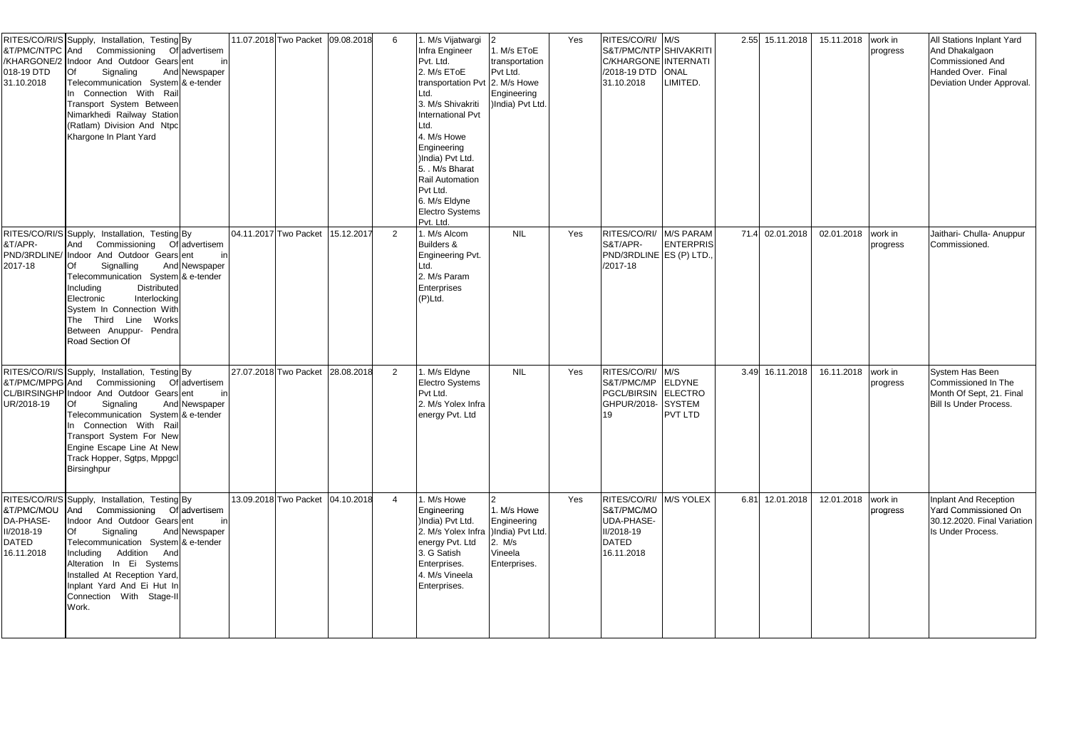| RITES/CO/RI/S&T/PMC/NTPC/KHARGONE/2018-19 DTD 31.10.2018 | Supply, Installation, Testing And Commissioning Of Indoor And Outdoor Gears Of Signaling And Telecommunication System In Connection With Rail Transport System Between Nimarkhedi Railway Station (Ratlam) Division And Ntpc Khargone In Plant Yard | By advertisement in Newspaper & e-tender | 11.07.2018 | Two Packet | 09.08.2018 | 6 | 1. M/s Vijatwargi Infra Engineer Pvt. Ltd. 2. M/s EToE transportation Pvt Ltd. 3. M/s Shivakriti International Pvt Ltd. 4. M/s Howe Engineering )India) Pvt Ltd. 5. . M/s Bharat Rail Automation Pvt Ltd. 6. M/s Eldyne Electro Systems Pvt. Ltd. | 2 1. M/s EToE transportation Pvt Ltd. 2. M/s Howe Engineering )India) Pvt Ltd. | Yes | RITES/CO/RI/S&T/PMC/NTPC/KHARGONE/2018-19 DTD 31.10.2018 | M/S SHIVAKRITI INTERNATIONAL LIMITED. | 2.55 | 15.11.2018 | 15.11.2018 | work in progress | All Stations Inplant Yard And Dhakalgaon Commissioned And Handed Over. Final Deviation Under Approval. |
|---|---|---|---|---|---|---|---|---|---|---|---|---|---|---|---|---|
| RITES/CO/RI/S&T/APR-PND/3RDLINE/2017-18 | Supply, Installation, Testing And Commissioning Of Indoor And Outdoor Gears Of Signalling And Telecommunication System Including Distributed Electronic Interlocking System In Connection With The Third Line Works Between Anuppur- Pendra Road Section Of | By advertisement in Newspaper & e-tender | 04.11.2017 | Two Packet | 15.12.2017 | 2 | 1. M/s Alcom Builders & Engineering Pvt. Ltd. 2. M/s Param Enterprises (P)Ltd. | NIL | Yes | RITES/CO/RI/S&T/APR-PND/3RDLINE/2017-18 | M/S PARAM ENTERPRISES (P) LTD., | 71.4 | 02.01.2018 | 02.01.2018 | work in progress | Jaithari- Chulla- Anuppur Commissioned. |
| RITES/CO/RI/S&T/PMC/MPPGCL/BIRSINGHPUR/2018-19 | Supply, Installation, Testing And Commissioning Of Indoor And Outdoor Gears Of Signaling And Telecommunication System In Connection With Rail Transport System For New Engine Escape Line At New Track Hopper, Sgtps, Mppgcl Birsinghpur | By advertisement in Newspaper & e-tender | 27.07.2018 | Two Packet | 28.08.2018 | 2 | 1. M/s Eldyne Electro Systems Pvt Ltd. 2. M/s Yolex Infra energy Pvt. Ltd | NIL | Yes | RITES/CO/RI/S&T/PMC/MPPGCL/BIRSINGHPUR/2018-19 | M/S ELDYNE ELECTRO SYSTEM PVT LTD | 3.49 | 16.11.2018 | 16.11.2018 | work in progress | System Has Been Commissioned In The Month Of Sept, 21. Final Bill Is Under Process. |
| RITES/CO/RI/S&T/PMC/MOUDA-PHASE-II/2018-19 DATED 16.11.2018 | Supply, Installation, Testing And Commissioning Of Indoor And Outdoor Gears Of Signaling And Telecommunication System Including Addition And Alteration In Ei Systems Installed At Reception Yard, Inplant Yard And Ei Hut In Connection With Stage-II Work. | By advertisement in Newspaper & e-tender | 13.09.2018 | Two Packet | 04.10.2018 | 4 | 1. M/s Howe Engineering )India) Pvt Ltd. 2. M/s Yolex Infra energy Pvt. Ltd 3. G Satish Enterprises. 4. M/s Vineela Enterprises. | 2 1. M/s Howe Engineering )India) Pvt Ltd. 2. M/s Vineela Enterprises. | Yes | RITES/CO/RI/S&T/PMC/MOUDA-PHASE-II/2018-19 DATED 16.11.2018 | M/S YOLEX | 6.81 | 12.01.2018 | 12.01.2018 | work in progress | Inplant And Reception Yard Commissioned On 30.12.2020. Final Variation Is Under Process. |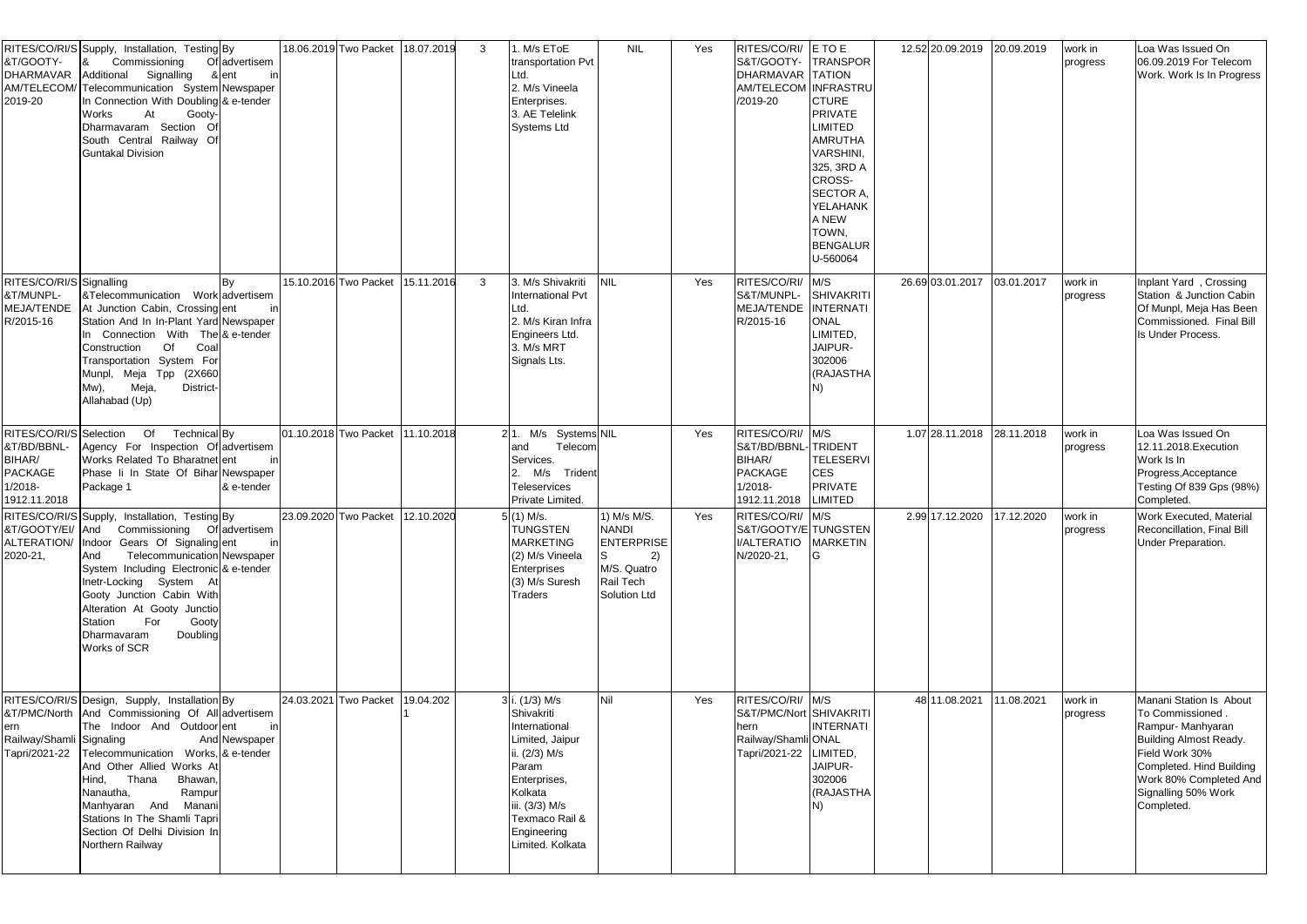| RITES/CO/RI/S&T/GOOTY-DHARMAVARAM/TELECOM/2019-20 | Supply, Installation, Testing & Commissioning Of Additional Signalling & Telecommunication System In Connection With Doubling Works At Gooty-Dharmavaram Section Of South Central Railway Of Guntakal Division | By advertisement in Newspaper & e-tender | 18.06.2019 | Two Packet | 18.07.2019 | 3 | 1. M/s EToE transportation Pvt Ltd. 2. M/s Vineela Enterprises. 3. AE Telelink Systems Ltd | NIL | Yes | RITES/CO/RI/S&T/GOOTY-DHARMAVARAM/TELECOM/2019-20 | E TO E TRANSPORTATION INFRASTRUCTURE PRIVATE LIMITED AMRUTHA VARSHINI, 325, 3RD A CROSS-SECTOR A, YELAHANKA NEW TOWN, BENGALURU-560064 | 12.52 | 20.09.2019 | 20.09.2019 | work in progress | Loa Was Issued On 06.09.2019 For Telecom Work. Work Is In Progress |
|---|---|---|---|---|---|---|---|---|---|---|---|---|---|---|---|---|
| RITES/CO/RI/S&T/MUNPL-MEJA/TENDER/2015-16 | Signalling &Telecommunication Work At Junction Cabin, Crossing Station And In In-Plant Yard In Connection With The Construction Of Coal Transportation System For Munpl, Meja Tpp (2X660 Mw), Meja, District-Allahabad (Up) | By advertisement in Newspaper & e-tender | 15.10.2016 | Two Packet | 15.11.2016 | 3 | 3. M/s Shivakriti International Pvt Ltd. 2. M/s Kiran Infra Engineers Ltd. 3. M/s MRT Signals Lts. | NIL | Yes | RITES/CO/RI/S&T/MUNPL-MEJA/TENDER/2015-16 | M/S SHIVAKRITI INTERNATIONAL LIMITED, JAIPUR-302006 (RAJASTHAN) | 26.69 | 03.01.2017 | 03.01.2017 | work in progress | Inplant Yard , Crossing Station & Junction Cabin Of Munpl, Meja Has Been Commissioned. Final Bill Is Under Process. |
| RITES/CO/RI/S&T/BD/BBNL-BIHAR/PACKAGE 1/2018-1912.11.2018 | Selection Of Technical Agency For Inspection Of Works Related To Bharatnet Phase Ii In State Of Bihar Package 1 | By advertisement in Newspaper & e-tender | 01.10.2018 | Two Packet | 11.10.2018 | 2 | 1. M/s Systems and Telecom Services. 2. M/s Trident Teleservices Private Limited. | NIL | Yes | RITES/CO/RI/S&T/BD/BBNL-BIHAR/PACKAGE 1/2018-1912.11.2018 | M/S TRIDENT TELESERVICES PRIVATE LIMITED | 1.07 | 28.11.2018 | 28.11.2018 | work in progress | Loa Was Issued On 12.11.2018.Execution Work Is In Progress,Acceptance Testing Of 839 Gps (98%) Completed. |
| RITES/CO/RI/S&T/GOOTY/EI/ALTERATION/2020-21, | Supply, Installation, Testing And Commissioning Of Indoor Gears Of Signaling And Telecommunication System Including Electronic Inetr-Locking System At Gooty Junction Cabin With Alteration At Gooty Junctio Station For Gooty Dharmavaram Doubling Works of SCR | By advertisement in Newspaper & e-tender | 23.09.2020 | Two Packet | 12.10.2020 | 5 | (1) M/s. TUNGSTEN MARKETING (2) M/s Vineela Enterprises (3) M/s Suresh Traders | 1) M/s M/S. NANDI ENTERPRISES 2) M/S. Quatro Rail Tech Solution Ltd | Yes | RITES/CO/RI/S&T/GOOTY/EI/ALTERATION/2020-21, | M/S TUNGSTEN MARKETING | 2.99 | 17.12.2020 | 17.12.2020 | work in progress | Work Executed, Material Reconcillation, Final Bill Under Preparation. |
| RITES/CO/RI/S&T/PMC/Northern Railway/Shamli Tapri/2021-22 | Design, Supply, Installation And Commissioning Of All The Indoor And Outdoor Signaling And Telecommunication Works, And Other Allied Works At Hind, Thana Bhawan, Nanautha, Rampur Manhyaran And Manani Stations In The Shamli Tapri Section Of Delhi Division In Northern Railway | By advertisement in Newspaper & e-tender | 24.03.2021 | Two Packet | 19.04.2021 | 3 | i. (1/3) M/s Shivakriti International Limited, Jaipur ii. (2/3) M/s Param Enterprises, Kolkata iii. (3/3) M/s Texmaco Rail & Engineering Limited. Kolkata | Nil | Yes | RITES/CO/RI/S&T/PMC/Northern Railway/Shamli Tapri/2021-22 | M/S SHIVAKRITI INTERNATIONAL LIMITED, JAIPUR-302006 (RAJASTHAN) | 48 | 11.08.2021 | 11.08.2021 | work in progress | Manani Station Is About To Commissioned . Rampur- Manhyaran Building Almost Ready. Field Work 30% Completed. Hind Building Work 80% Completed And Signalling 50% Work Completed. |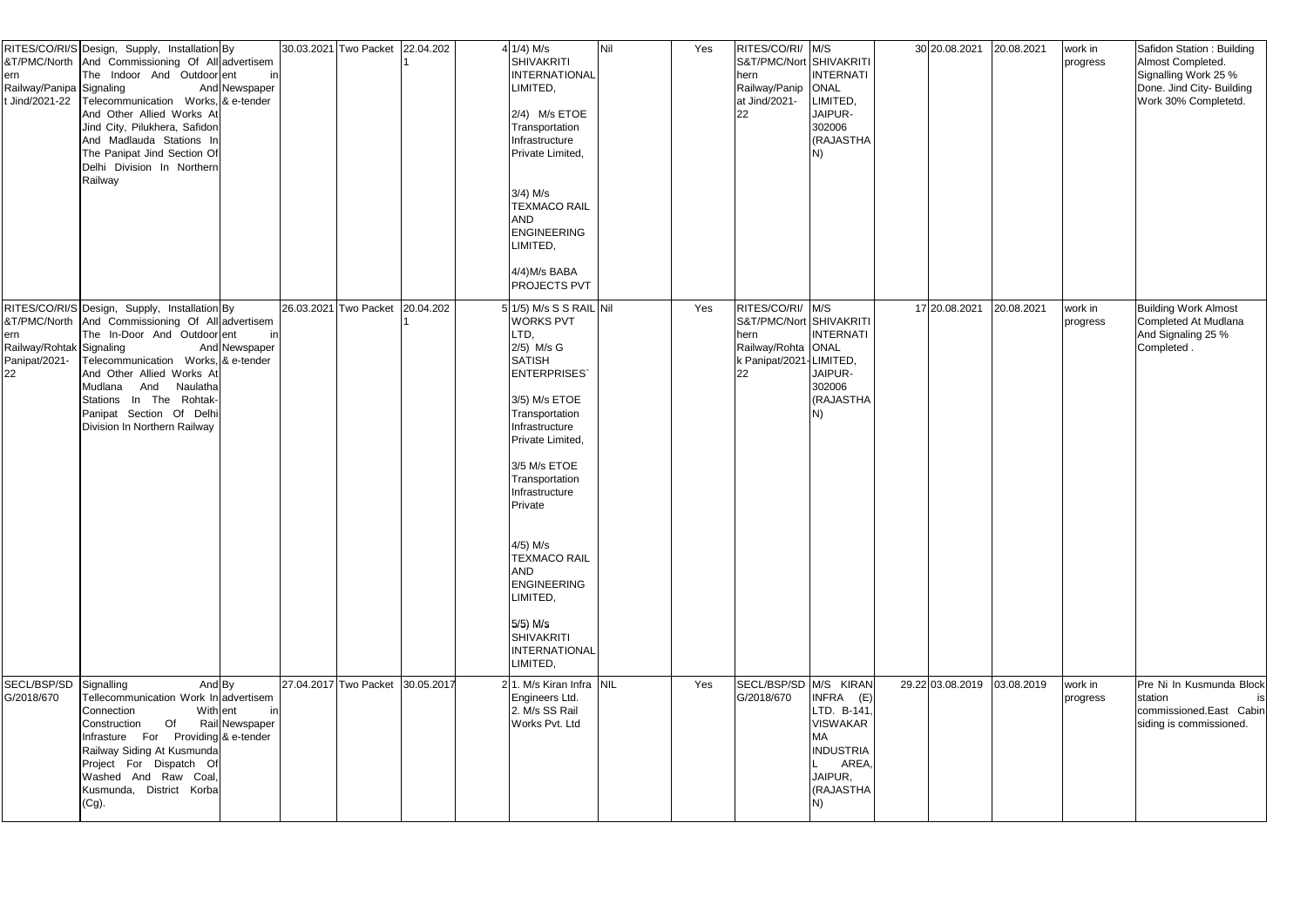| | | | | | | | | | | | | | | | | | |
|---|---|---|---|---|---|---|---|---|---|---|---|---|---|---|---|---|---|
| RITES/CO/RI/S&T/PMC/Northern Railway/Panipat Jind/2021-22 | Design, Supply, Installation And Commissioning Of All The Indoor And Outdoor Signaling And Telecommunication Works, And Other Allied Works At Jind City, Pilukhera, Safidon And Madlauda Stations In The Panipat Jind Section Of Delhi Division In Northern Railway | By advertisement in Newspaper & e-tender | 30.03.2021 | Two Packet | 22.04.2021 | | 4 | 1/4) M/s SHIVAKRITI INTERNATIONAL LIMITED,<br><br>2/4) M/s ETOE Transportation Infrastructure Private Limited,<br><br>3/4) M/s TEXMACO RAIL AND ENGINEERING LIMITED,<br><br>4/4)M/s BABA PROJECTS PVT | Nil | Yes | RITES/CO/RI/S&T/PMC/Northern Railway/Panipat Jind/2021-22 | M/S SHIVAKRITI INTERNATIONAL LIMITED, JAIPUR-302006 (RAJASTHAN) | 30 | 20.08.2021 | 20.08.2021 | work in progress | Safidon Station : Building Almost Completed. Signalling Work 25 % Done. Jind City- Building Work 30% Completetd. |
| RITES/CO/RI/S&T/PMC/Northern Railway/Rohtak Panipat/2021-22 | Design, Supply, Installation And Commissioning Of All The In-Door And Outdoor Signaling And Telecommunication Works, And Other Allied Works At Mudlana And Naulatha Stations In The Rohtak-Panipat Section Of Delhi Division In Northern Railway | By advertisement in Newspaper & e-tender | 26.03.2021 | Two Packet | 20.04.2021 | | 5 | 1/5) M/s S S RAIL WORKS PVT LTD,<br>2/5) M/s G SATISH ENTERPRISES`<br><br>3/5) M/s ETOE Transportation Infrastructure Private Limited,<br><br>3/5 M/s ETOE Transportation Infrastructure Private<br><br>4/5) M/s TEXMACO RAIL AND ENGINEERING LIMITED,<br><br>5/5) M/s SHIVAKRITI INTERNATIONAL LIMITED, | Nil | Yes | RITES/CO/RI/S&T/PMC/Northern Railway/Rohtak Panipat/2021-22 | M/S SHIVAKRITI INTERNATIONAL LIMITED, JAIPUR-302006 (RAJASTHAN) | 17 | 20.08.2021 | 20.08.2021 | work in progress | Building Work Almost Completed At Mudlana And Signaling 25 % Completed . |
| SECL/BSP/SDG/2018/670 | Signalling And Tellecommunication Work In Connection With Construction Of Rail Infrasture For Providing Railway Siding At Kusmunda Project For Dispatch Of Washed And Raw Coal, Kusmunda, District Korba (Cg). | By advertisement in Newspaper & e-tender | 27.04.2017 | Two Packet | 30.05.2017 | | 2 | 1. M/s Kiran Infra Engineers Ltd.<br>2. M/s SS Rail Works Pvt. Ltd | NIL | Yes | SECL/BSP/SDG/2018/670 | M/S KIRAN INFRA (E) LTD. B-141, VISWAKARMA INDUSTRIAL AREA, JAIPUR, (RAJASTHAN) | 29.22 | 03.08.2019 | 03.08.2019 | work in progress | Pre Ni In Kusmunda Block station is commissioned.East Cabin siding is commissioned. |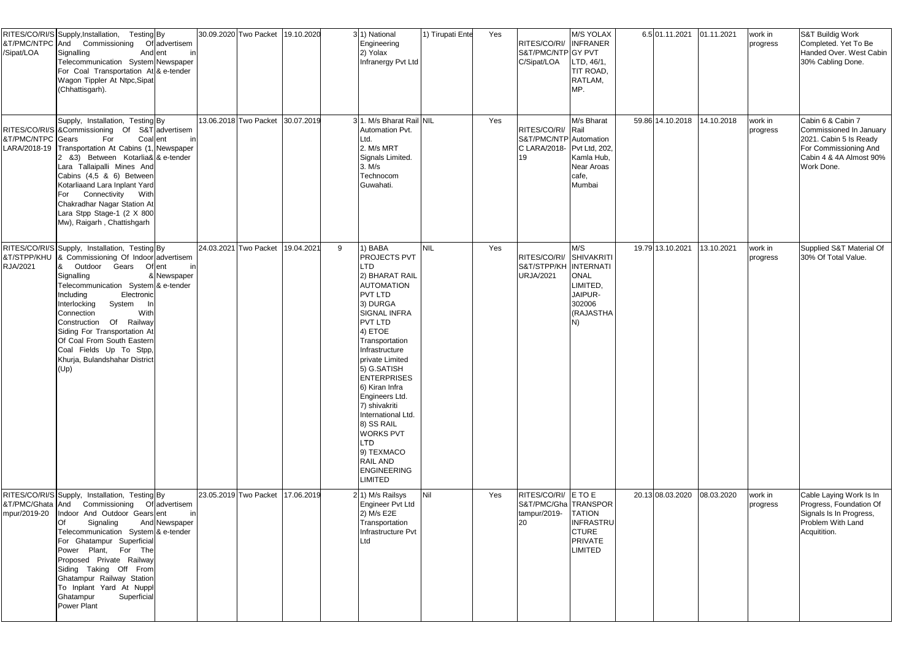| | | | | | | | | | | | | | | | | |
|---|---|---|---|---|---|---|---|---|---|---|---|---|---|---|---|---|
| RITES/CO/RI/S&T/PMC/NTPC/Sipat/LOA | Supply,Installation, Testing And Commissioning Of Signalling And Telecommunication System For Coal Transportation At Wagon Tippler At Ntpc,Sipat (Chhattisgarh). | By advertisement in Newspaper & e-tender | 30.09.2020 | Two Packet | 19.10.2020 | 3 | 1) National Engineering 2) Yolax Infranergy Pvt Ltd | 1) Tirupati Ente | Yes | RITES/CO/RI/S&T/PMC/NTPC/Sipat/LOA | M/S YOLAX INFRANERGY PVT LTD, 46/1, TIT ROAD, RATLAM, MP. | 6.5 | 01.11.2021 | 01.11.2021 | work in progress | S&T Buildig Work Completed. Yet To Be Handed Over. West Cabin 30% Cabling Done. |
| RITES/CO/RI/S&T/PMC/NTPC LARA/2018-19 | Supply, Installation, Testing &Commissioning Of S&T Gears For Coal Transportation At Cabins (1, 2 &3) Between Kotarlia& Lara Tallaipalli Mines And Cabins (4,5 & 6) Between Kotarliaand Lara Inplant Yard For Connectivity With Chakradhar Nagar Station At Lara Stpp Stage-1 (2 X 800 Mw), Raigarh , Chattishgarh | By advertisement in Newspaper & e-tender | 13.06.2018 | Two Packet | 30.07.2019 | 3 | 1. M/s Bharat Rail Automation Pvt. Ltd. 2. M/s MRT Signals Limited. 3. M/s Technocom Guwahati. | NIL | Yes | RITES/CO/RI/S&T/PMC/NTPC LARA/2018-19 | M/s Bharat Rail Automation Pvt Ltd, 202, Kamla Hub, Near Aroas cafe, Mumbai | 59.86 | 14.10.2018 | 14.10.2018 | work in progress | Cabin 6 & Cabin 7 Commissioned In January 2021. Cabin 5 Is Ready For Commissioning And Cabin 4 & 4A Almost 90% Work Done. |
| RITES/CO/RI/S&T/STPP/KHURJA/2021 | Supply, Installation, Testing & Commissioning Of Indoor & Outdoor Gears Of Signalling Telecommunication System Including Electronic Interlocking System In Connection With Construction Of Railway Siding For Transportation At Of Coal From South Eastern Coal Fields Up To Stpp, Khurja, Bulandshahar District (Up) | By advertisement in & Newspaper & e-tender | 24.03.2021 | Two Packet | 19.04.2021 | 9 | 1) BABA PROJECTS PVT LTD 2) BHARAT RAIL AUTOMATION PVT LTD 3) DURGA SIGNAL INFRA PVT LTD 4) ETOE Transportation Infrastructure private Limited 5) G.SATISH ENTERPRISES 6) Kiran Infra Engineers Ltd. 7) shivakriti International Ltd. 8) SS RAIL WORKS PVT LTD 9) TEXMACO RAIL AND ENGINEERING LIMITED | NIL | Yes | RITES/CO/RI/S&T/STPP/KHURJA/2021 | M/S SHIVAKRITI INTERNATIONAL LIMITED, JAIPUR-302006 (RAJASTHAN) | 19.79 | 13.10.2021 | 13.10.2021 | work in progress | Supplied S&T Material Of 30% Of Total Value. |
| RITES/CO/RI/S&T/PMC/Ghatampur/2019-20 | Supply, Installation, Testing And Commissioning Of Indoor And Outdoor Gears Of Signaling And Telecommunication System For Ghatampur Superficial Power Plant, For The Proposed Private Railway Siding Taking Off From Ghatampur Railway Station To Inplant Yard At Nuppl Ghatampur Superficial Power Plant | By advertisement in Newspaper & e-tender | 23.05.2019 | Two Packet | 17.06.2019 | 2 | 1) M/s Railsys Engineer Pvt Ltd 2) M/s E2E Transportation Infrastructure Pvt Ltd | Nil | Yes | RITES/CO/RI/S&T/PMC/Ghatampur/2019-20 | E TO E TRANSPORTATION INFRASTRUCTURE PRIVATE LIMITED | 20.13 | 08.03.2020 | 08.03.2020 | work in progress | Cable Laying Work Is In Progress, Foundation Of Signals Is In Progress, Problem With Land Acquitition. |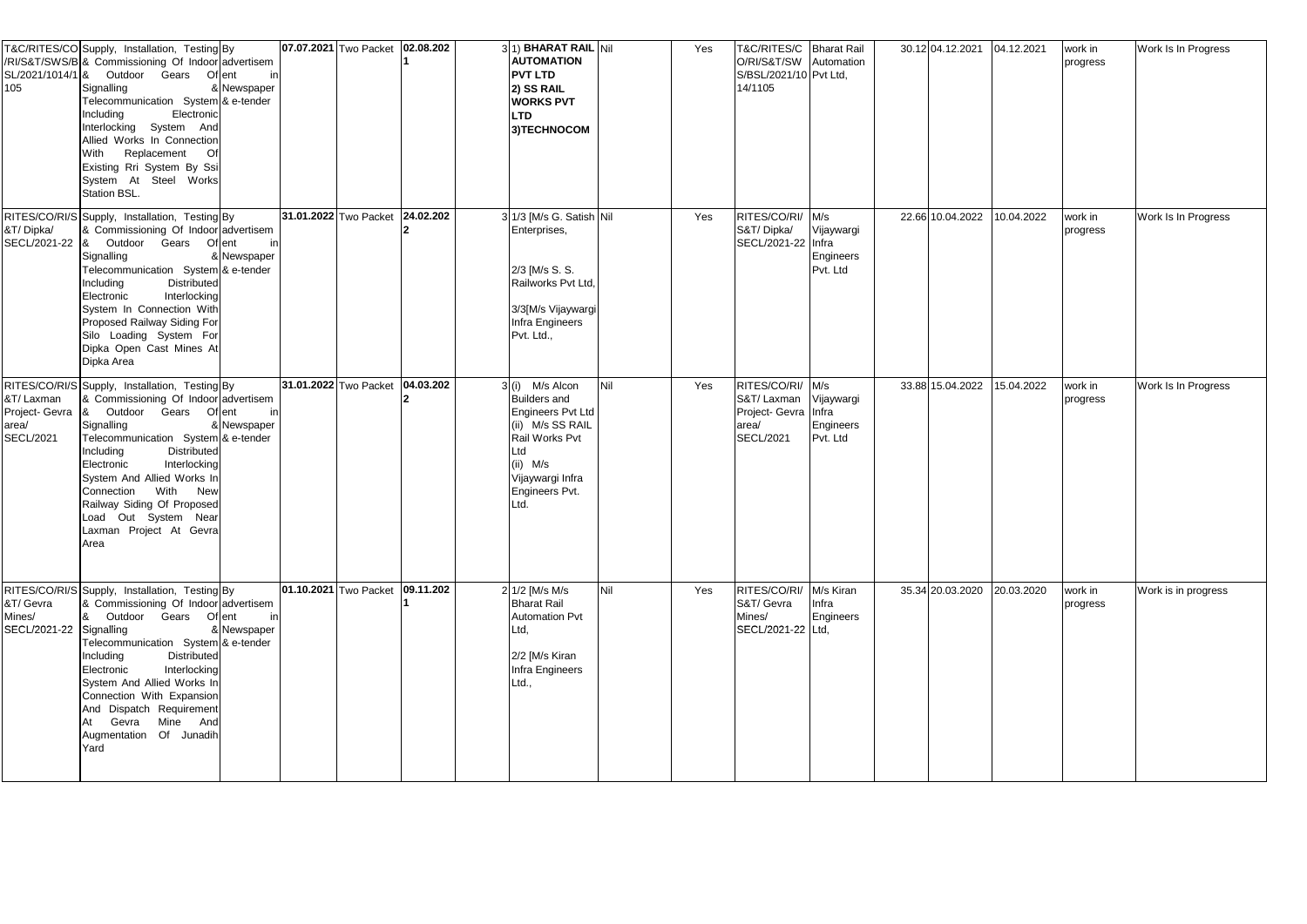| | | | | | | | | | | | | | | | | | | |
|---|---|---|---|---|---|---|---|---|---|---|---|---|---|---|---|---|---|---|
| T&C/RITES/CO/RI/S&T/SWS/BSL/2021/1014/1105 | Supply, Installation, Testing & Commissioning Of Indoor & Outdoor Gears Of Signalling & Telecommunication System Including Electronic Interlocking System And Allied Works In Connection With Replacement Of Existing Rri System By Ssi System At Steel Works Station BSL. | By advertisement in Newspaper & e-tender | **07.07.2021** | Two Packet | **02.08.2021** | | 3 | **1) BHARAT RAIL AUTOMATION PVT LTD 2) SS RAIL WORKS PVT LTD 3)TECHNOCOM** | Nil | Yes | T&C/RITES/CO/RI/S&T/SWS/BSL/2021/1014/1105 | Bharat Rail Automation Pvt Ltd, | 30.12 | 04.12.2021 | 04.12.2021 | work in progress | Work Is In Progress |
| RITES/CO/RI/S&T/ Dipka/ SECL/2021-22 | Supply, Installation, Testing & Commissioning Of Indoor & Outdoor Gears Of Signalling & Telecommunication System Including Distributed Electronic Interlocking System In Connection With Proposed Railway Siding For Silo Loading System For Dipka Open Cast Mines At Dipka Area | By advertisement in Newspaper & e-tender | **31.01.2022** | Two Packet | **24.02.2022** | | 3 | 1/3 [M/s G. Satish Enterprises, 2/3 [M/s S. S. Railworks Pvt Ltd, 3/3[M/s Vijaywargi Infra Engineers Pvt. Ltd., | Nil | Yes | RITES/CO/RI/ S&T/ Dipka/ SECL/2021-22 | M/s Vijaywargi Infra Engineers Pvt. Ltd | 22.66 | 10.04.2022 | 10.04.2022 | work in progress | Work Is In Progress |
| RITES/CO/RI/S&T/ Laxman Project- Gevra area/ SECL/2021 | Supply, Installation, Testing & Commissioning Of Indoor & Outdoor Gears Of Signalling & Telecommunication System Including Distributed Electronic Interlocking System And Allied Works In Connection With New Railway Siding Of Proposed Load Out System Near Laxman Project At Gevra Area | By advertisement in Newspaper & e-tender | **31.01.2022** | Two Packet | **04.03.2022** | | 3 | (i) M/s Alcon Builders and Engineers Pvt Ltd (ii) M/s SS RAIL Rail Works Pvt Ltd (ii) M/s Vijaywargi Infra Engineers Pvt. Ltd. | Nil | Yes | RITES/CO/RI/ S&T/ Laxman Project- Gevra area/ SECL/2021 | M/s Vijaywargi Infra Engineers Pvt. Ltd | 33.88 | 15.04.2022 | 15.04.2022 | work in progress | Work Is In Progress |
| RITES/CO/RI/S&T/ Gevra Mines/ SECL/2021-22 | Supply, Installation, Testing & Commissioning Of Indoor & Outdoor Gears Of Signalling & Telecommunication System Including Distributed Electronic Interlocking System And Allied Works In Connection With Expansion And Dispatch Requirement At Gevra Mine And Augmentation Of Junadih Yard | By advertisement in Newspaper & e-tender | **01.10.2021** | Two Packet | **09.11.2021** | | 2 | 1/2 [M/s M/s Bharat Rail Automation Pvt Ltd, 2/2 [M/s Kiran Infra Engineers Ltd., | Nil | Yes | RITES/CO/RI/ S&T/ Gevra Mines/ SECL/2021-22 | M/s Kiran Infra Engineers Ltd, | 35.34 | 20.03.2020 | 20.03.2020 | work in progress | Work is in progress |